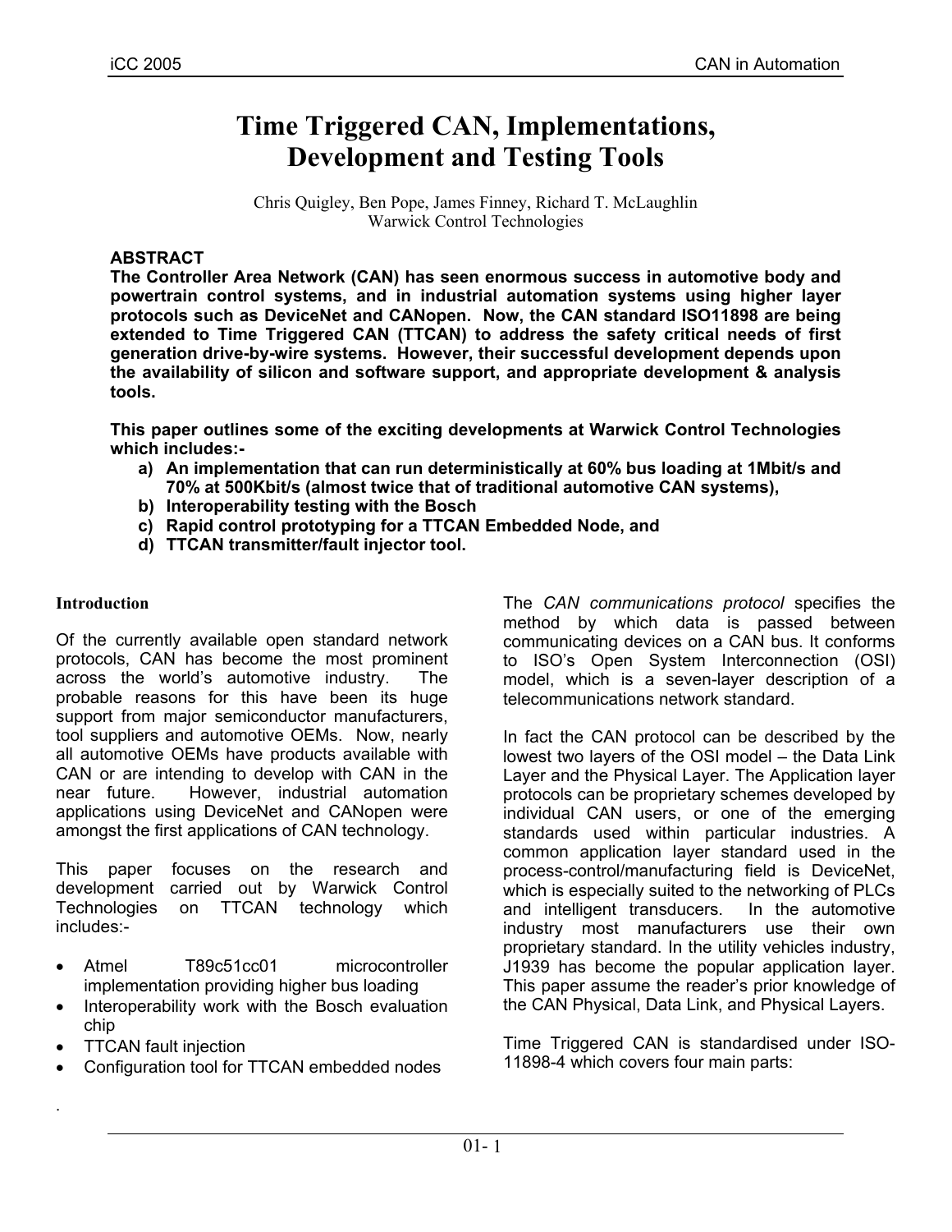# Time Triggered CAN, Implementations, Development and Testing Tools

Chris Quigley, Ben Pope, James Finney, Richard T. McLaughlin
Warwick Control Technologies

## ABSTRACT

**The Controller Area Network (CAN) has seen enormous success in automotive body and powertrain control systems, and in industrial automation systems using higher layer protocols such as DeviceNet and CANopen. Now, the CAN standard ISO11898 are being extended to Time Triggered CAN (TTCAN) to address the safety critical needs of first generation drive-by-wire systems. However, their successful development depends upon the availability of silicon and software support, and appropriate development & analysis tools.**

**This paper outlines some of the exciting developments at Warwick Control Technologies which includes:-**

- **a) An implementation that can run deterministically at 60% bus loading at 1Mbit/s and 70% at 500Kbit/s (almost twice that of traditional automotive CAN systems),**
- **b) Interoperability testing with the Bosch**
- **c) Rapid control prototyping for a TTCAN Embedded Node, and**
- **d) TTCAN transmitter/fault injector tool.**

### Introduction

Of the currently available open standard network protocols, CAN has become the most prominent across the world's automotive industry. The probable reasons for this have been its huge support from major semiconductor manufacturers, tool suppliers and automotive OEMs. Now, nearly all automotive OEMs have products available with CAN or are intending to develop with CAN in the near future. However, industrial automation applications using DeviceNet and CANopen were amongst the first applications of CAN technology.

This paper focuses on the research and development carried out by Warwick Control Technologies on TTCAN technology which includes:-

- Atmel T89c51cc01 microcontroller implementation providing higher bus loading
- Interoperability work with the Bosch evaluation chip
- TTCAN fault injection
- Configuration tool for TTCAN embedded nodes

.

The *CAN communications protocol* specifies the method by which data is passed between communicating devices on a CAN bus. It conforms to ISO's Open System Interconnection (OSI) model, which is a seven-layer description of a telecommunications network standard.

In fact the CAN protocol can be described by the lowest two layers of the OSI model – the Data Link Layer and the Physical Layer. The Application layer protocols can be proprietary schemes developed by individual CAN users, or one of the emerging standards used within particular industries. A common application layer standard used in the process-control/manufacturing field is DeviceNet, which is especially suited to the networking of PLCs and intelligent transducers. In the automotive industry most manufacturers use their own proprietary standard. In the utility vehicles industry, J1939 has become the popular application layer. This paper assume the reader's prior knowledge of the CAN Physical, Data Link, and Physical Layers.

Time Triggered CAN is standardised under ISO-11898-4 which covers four main parts: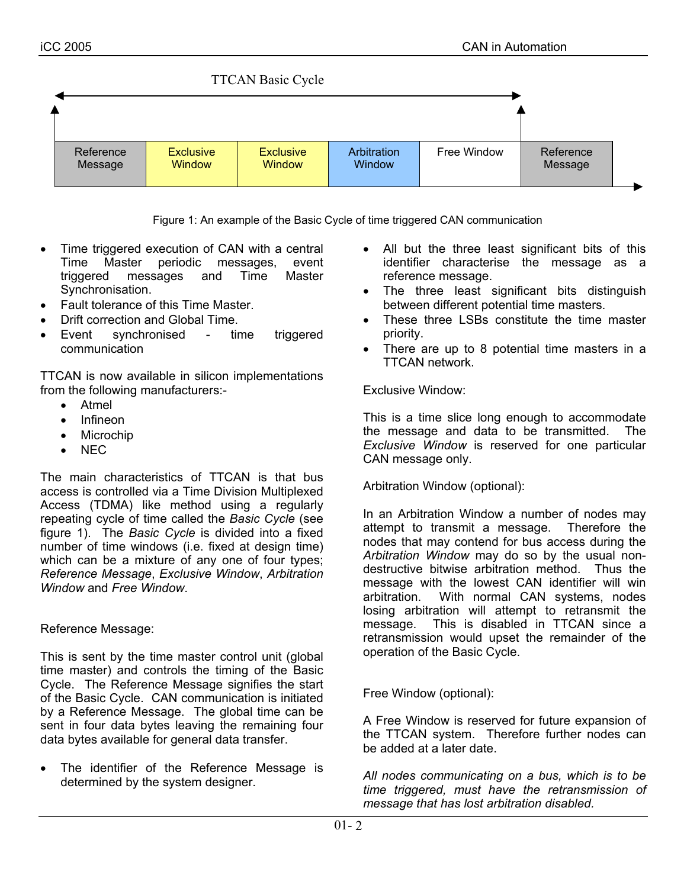TTCAN Basic Cycle

| Reference Message | Exclusive Window | Exclusive Window | Arbitration Window | Free Window | Reference Message |
|---|---|---|---|---|---|

Figure 1: An example of the Basic Cycle of time triggered CAN communication

- Time triggered execution of CAN with a central Time Master periodic messages, event triggered messages and Time Master Synchronisation.
- Fault tolerance of this Time Master.
- Drift correction and Global Time.
- Event synchronised - time triggered communication

TTCAN is now available in silicon implementations from the following manufacturers:-

- Atmel
- Infineon
- Microchip
- NEC

The main characteristics of TTCAN is that bus access is controlled via a Time Division Multiplexed Access (TDMA) like method using a regularly repeating cycle of time called the *Basic Cycle* (see figure 1). The *Basic Cycle* is divided into a fixed number of time windows (i.e. fixed at design time) which can be a mixture of any one of four types; *Reference Message*, *Exclusive Window*, *Arbitration Window* and *Free Window*.

Reference Message:

This is sent by the time master control unit (global time master) and controls the timing of the Basic Cycle. The Reference Message signifies the start of the Basic Cycle. CAN communication is initiated by a Reference Message. The global time can be sent in four data bytes leaving the remaining four data bytes available for general data transfer.

- The identifier of the Reference Message is determined by the system designer.
- All but the three least significant bits of this identifier characterise the message as a reference message.
- The three least significant bits distinguish between different potential time masters.
- These three LSBs constitute the time master priority.
- There are up to 8 potential time masters in a TTCAN network.

Exclusive Window:

This is a time slice long enough to accommodate the message and data to be transmitted. The *Exclusive Window* is reserved for one particular CAN message only.

Arbitration Window (optional):

In an Arbitration Window a number of nodes may attempt to transmit a message. Therefore the nodes that may contend for bus access during the *Arbitration Window* may do so by the usual non-destructive bitwise arbitration method. Thus the message with the lowest CAN identifier will win arbitration. With normal CAN systems, nodes losing arbitration will attempt to retransmit the message. This is disabled in TTCAN since a retransmission would upset the remainder of the operation of the Basic Cycle.

Free Window (optional):

A Free Window is reserved for future expansion of the TTCAN system. Therefore further nodes can be added at a later date.

*All nodes communicating on a bus, which is to be time triggered, must have the retransmission of message that has lost arbitration disabled.*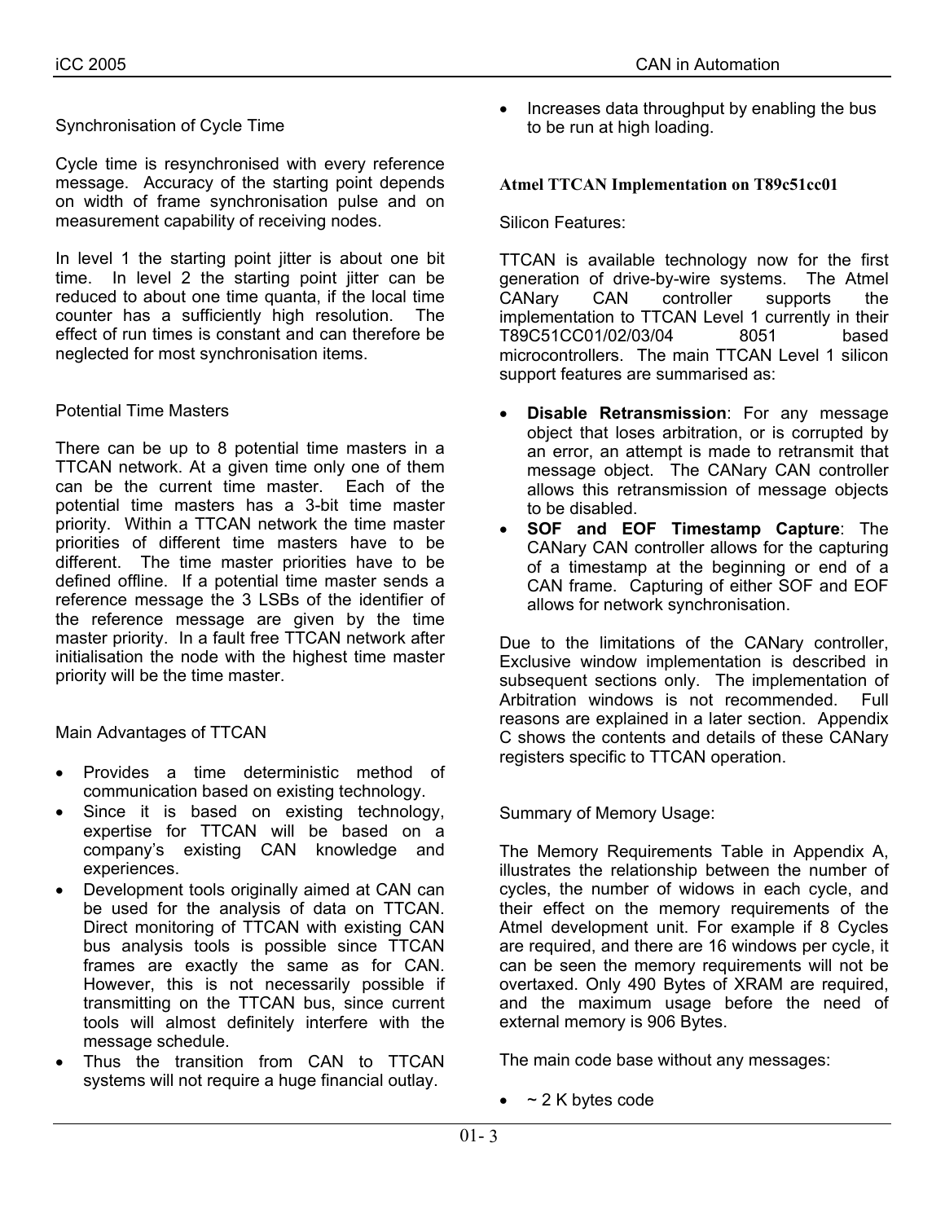### Synchronisation of Cycle Time

Cycle time is resynchronised with every reference message. Accuracy of the starting point depends on width of frame synchronisation pulse and on measurement capability of receiving nodes.

In level 1 the starting point jitter is about one bit time. In level 2 the starting point jitter can be reduced to about one time quanta, if the local time counter has a sufficiently high resolution. The effect of run times is constant and can therefore be neglected for most synchronisation items.

### Potential Time Masters

There can be up to 8 potential time masters in a TTCAN network. At a given time only one of them can be the current time master. Each of the potential time masters has a 3-bit time master priority. Within a TTCAN network the time master priorities of different time masters have to be different. The time master priorities have to be defined offline. If a potential time master sends a reference message the 3 LSBs of the identifier of the reference message are given by the time master priority. In a fault free TTCAN network after initialisation the node with the highest time master priority will be the time master.

### Main Advantages of TTCAN

- Provides a time deterministic method of communication based on existing technology.
- Since it is based on existing technology, expertise for TTCAN will be based on a company's existing CAN knowledge and experiences.
- Development tools originally aimed at CAN can be used for the analysis of data on TTCAN. Direct monitoring of TTCAN with existing CAN bus analysis tools is possible since TTCAN frames are exactly the same as for CAN. However, this is not necessarily possible if transmitting on the TTCAN bus, since current tools will almost definitely interfere with the message schedule.
- Thus the transition from CAN to TTCAN systems will not require a huge financial outlay.
- Increases data throughput by enabling the bus to be run at high loading.

## Atmel TTCAN Implementation on T89c51cc01

### Silicon Features:

TTCAN is available technology now for the first generation of drive-by-wire systems. The Atmel CANary CAN controller supports the implementation to TTCAN Level 1 currently in their T89C51CC01/02/03/04 8051 based microcontrollers. The main TTCAN Level 1 silicon support features are summarised as:

- **Disable Retransmission**: For any message object that loses arbitration, or is corrupted by an error, an attempt is made to retransmit that message object. The CANary CAN controller allows this retransmission of message objects to be disabled.
- **SOF and EOF Timestamp Capture**: The CANary CAN controller allows for the capturing of a timestamp at the beginning or end of a CAN frame. Capturing of either SOF and EOF allows for network synchronisation.

Due to the limitations of the CANary controller, Exclusive window implementation is described in subsequent sections only. The implementation of Arbitration windows is not recommended. Full reasons are explained in a later section. Appendix C shows the contents and details of these CANary registers specific to TTCAN operation.

### Summary of Memory Usage:

The Memory Requirements Table in Appendix A, illustrates the relationship between the number of cycles, the number of widows in each cycle, and their effect on the memory requirements of the Atmel development unit. For example if 8 Cycles are required, and there are 16 windows per cycle, it can be seen the memory requirements will not be overtaxed. Only 490 Bytes of XRAM are required, and the maximum usage before the need of external memory is 906 Bytes.

The main code base without any messages:

- ~ 2 K bytes code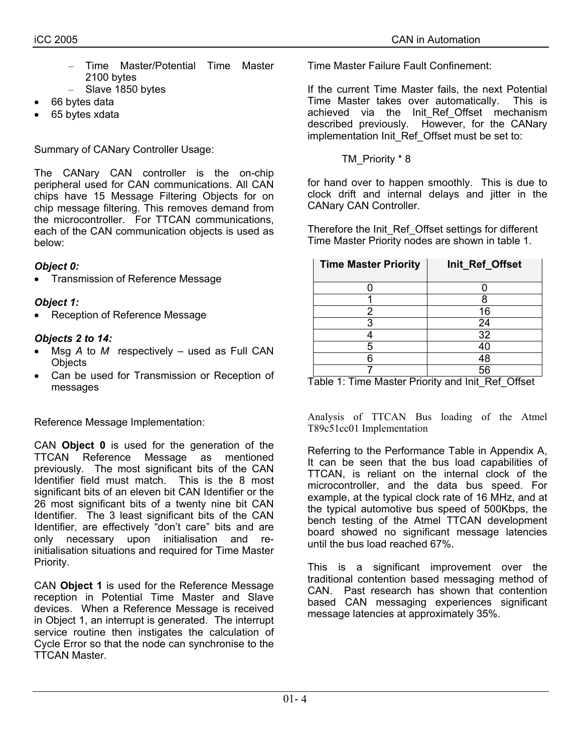- Time Master/Potential Time Master 2100 bytes
  - Slave 1850 bytes
- 66 bytes data
- 65 bytes xdata

Summary of CANary Controller Usage:

The CANary CAN controller is the on-chip peripheral used for CAN communications. All CAN chips have 15 Message Filtering Objects for on chip message filtering. This removes demand from the microcontroller. For TTCAN communications, each of the CAN communication objects is used as below:

***Object 0:***

- Transmission of Reference Message

***Object 1:***

- Reception of Reference Message

***Objects 2 to 14:***

- Msg *A* to *M* respectively – used as Full CAN Objects
- Can be used for Transmission or Reception of messages

Reference Message Implementation:

CAN **Object 0** is used for the generation of the TTCAN Reference Message as mentioned previously. The most significant bits of the CAN Identifier field must match. This is the 8 most significant bits of an eleven bit CAN Identifier or the 26 most significant bits of a twenty nine bit CAN Identifier. The 3 least significant bits of the CAN Identifier, are effectively "don't care" bits and are only necessary upon initialisation and re-initialisation situations and required for Time Master Priority.

CAN **Object 1** is used for the Reference Message reception in Potential Time Master and Slave devices. When a Reference Message is received in Object 1, an interrupt is generated. The interrupt service routine then instigates the calculation of Cycle Error so that the node can synchronise to the TTCAN Master.

Time Master Failure Fault Confinement:

If the current Time Master fails, the next Potential Time Master takes over automatically. This is achieved via the Init_Ref_Offset mechanism described previously. However, for the CANary implementation Init_Ref_Offset must be set to:

TM_Priority * 8

for hand over to happen smoothly. This is due to clock drift and internal delays and jitter in the CANary CAN Controller.

Therefore the Init_Ref_Offset settings for different Time Master Priority nodes are shown in table 1.

| Time Master Priority | Init_Ref_Offset |
|---|---|
| 0 | 0 |
| 1 | 8 |
| 2 | 16 |
| 3 | 24 |
| 4 | 32 |
| 5 | 40 |
| 6 | 48 |
| 7 | 56 |

Table 1: Time Master Priority and Init_Ref_Offset

Analysis of TTCAN Bus loading of the Atmel T89c51cc01 Implementation

Referring to the Performance Table in Appendix A, It can be seen that the bus load capabilities of TTCAN, is reliant on the internal clock of the microcontroller, and the data bus speed. For example, at the typical clock rate of 16 MHz, and at the typical automotive bus speed of 500Kbps, the bench testing of the Atmel TTCAN development board showed no significant message latencies until the bus load reached 67%.

This is a significant improvement over the traditional contention based messaging method of CAN. Past research has shown that contention based CAN messaging experiences significant message latencies at approximately 35%.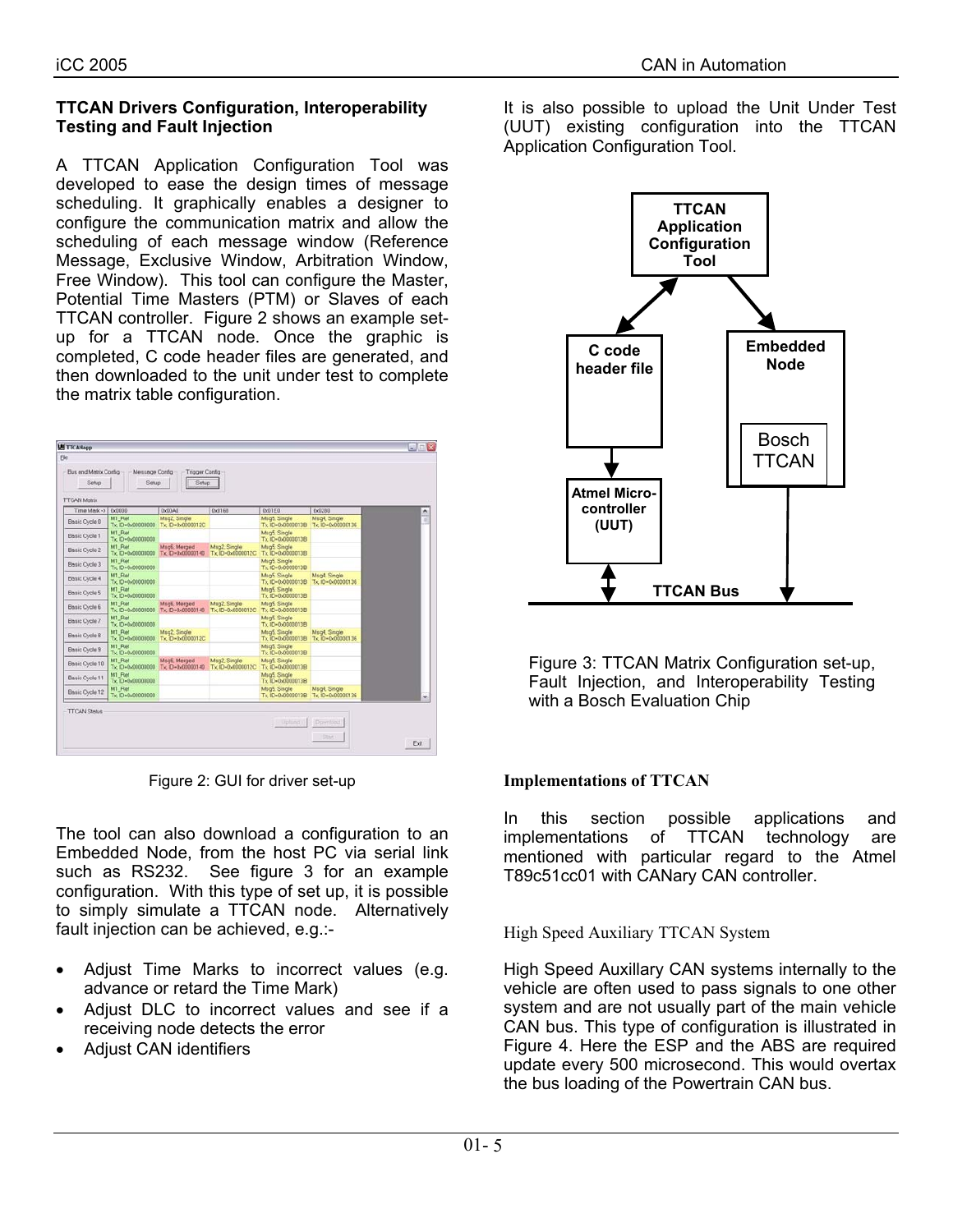## TTCAN Drivers Configuration, Interoperability Testing and Fault Injection

A TTCAN Application Configuration Tool was developed to ease the design times of message scheduling. It graphically enables a designer to configure the communication matrix and allow the scheduling of each message window (Reference Message, Exclusive Window, Arbitration Window, Free Window). This tool can configure the Master, Potential Time Masters (PTM) or Slaves of each TTCAN controller. Figure 2 shows an example set-up for a TTCAN node. Once the graphic is completed, C code header files are generated, and then downloaded to the unit under test to complete the matrix table configuration.

Figure 2: GUI for driver set-up

The tool can also download a configuration to an Embedded Node, from the host PC via serial link such as RS232. See figure 3 for an example configuration. With this type of set up, it is possible to simply simulate a TTCAN node. Alternatively fault injection can be achieved, e.g.:-

- Adjust Time Marks to incorrect values (e.g. advance or retard the Time Mark)
- Adjust DLC to incorrect values and see if a receiving node detects the error
- Adjust CAN identifiers

It is also possible to upload the Unit Under Test (UUT) existing configuration into the TTCAN Application Configuration Tool.

Figure 3: TTCAN Matrix Configuration set-up, Fault Injection, and Interoperability Testing with a Bosch Evaluation Chip

## Implementations of TTCAN

In this section possible applications and implementations of TTCAN technology are mentioned with particular regard to the Atmel T89c51cc01 with CANary CAN controller.

### High Speed Auxiliary TTCAN System

High Speed Auxillary CAN systems internally to the vehicle are often used to pass signals to one other system and are not usually part of the main vehicle CAN bus. This type of configuration is illustrated in Figure 4. Here the ESP and the ABS are required update every 500 microsecond. This would overtax the bus loading of the Powertrain CAN bus.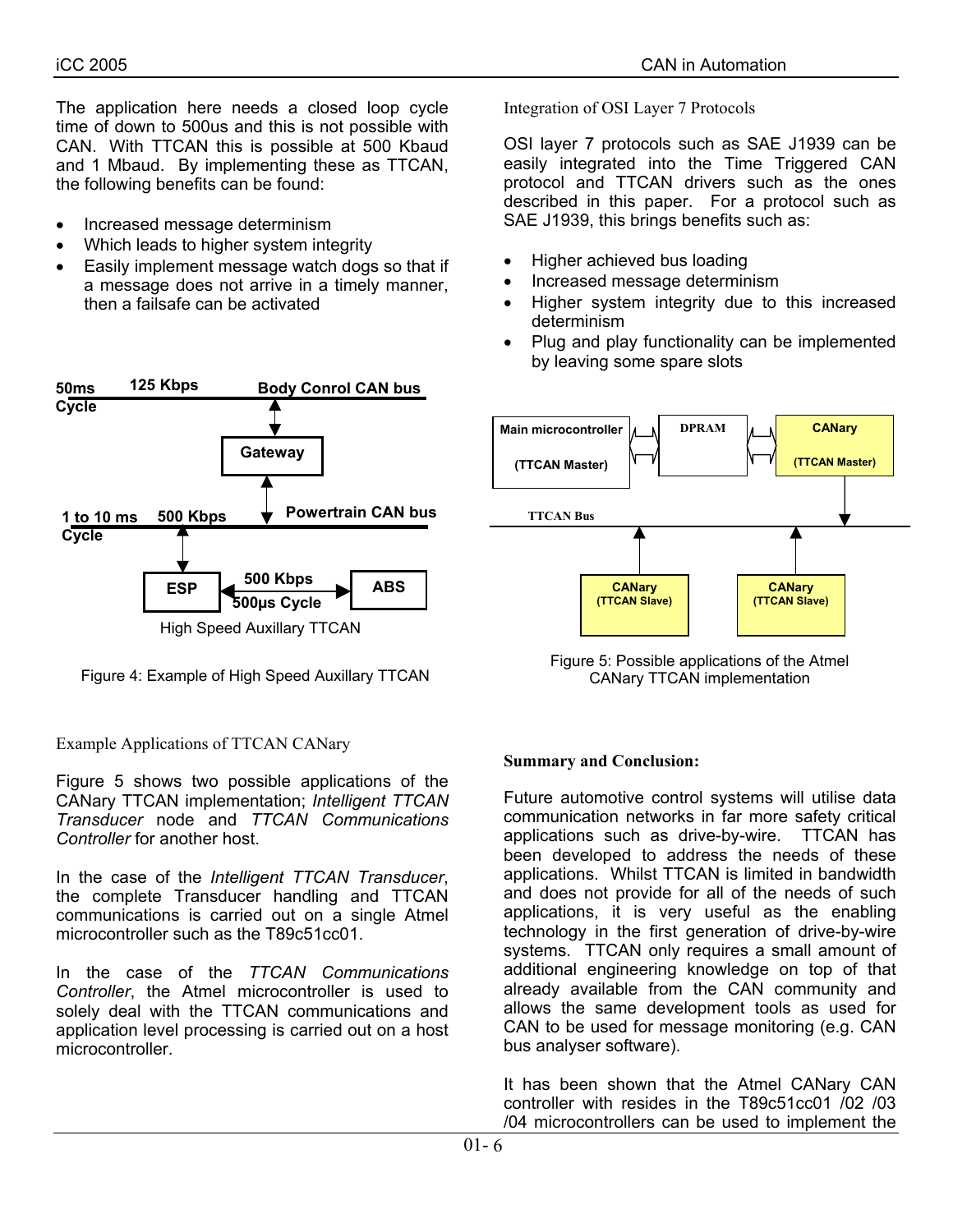The application here needs a closed loop cycle time of down to 500us and this is not possible with CAN. With TTCAN this is possible at 500 Kbaud and 1 Mbaud. By implementing these as TTCAN, the following benefits can be found:

- Increased message determinism
- Which leads to higher system integrity
- Easily implement message watch dogs so that if a message does not arrive in a timely manner, then a failsafe can be activated

Figure 4: Example of High Speed Auxillary TTCAN

### Example Applications of TTCAN CANary

Figure 5 shows two possible applications of the CANary TTCAN implementation; *Intelligent TTCAN Transducer* node and *TTCAN Communications Controller* for another host.

In the case of the *Intelligent TTCAN Transducer*, the complete Transducer handling and TTCAN communications is carried out on a single Atmel microcontroller such as the T89c51cc01.

In the case of the *TTCAN Communications Controller*, the Atmel microcontroller is used to solely deal with the TTCAN communications and application level processing is carried out on a host microcontroller.

### Integration of OSI Layer 7 Protocols

OSI layer 7 protocols such as SAE J1939 can be easily integrated into the Time Triggered CAN protocol and TTCAN drivers such as the ones described in this paper. For a protocol such as SAE J1939, this brings benefits such as:

- Higher achieved bus loading
- Increased message determinism
- Higher system integrity due to this increased determinism
- Plug and play functionality can be implemented by leaving some spare slots

Figure 5: Possible applications of the Atmel CANary TTCAN implementation

### Summary and Conclusion:

Future automotive control systems will utilise data communication networks in far more safety critical applications such as drive-by-wire. TTCAN has been developed to address the needs of these applications. Whilst TTCAN is limited in bandwidth and does not provide for all of the needs of such applications, it is very useful as the enabling technology in the first generation of drive-by-wire systems. TTCAN only requires a small amount of additional engineering knowledge on top of that already available from the CAN community and allows the same development tools as used for CAN to be used for message monitoring (e.g. CAN bus analyser software).

It has been shown that the Atmel CANary CAN controller with resides in the T89c51cc01 /02 /03 /04 microcontrollers can be used to implement the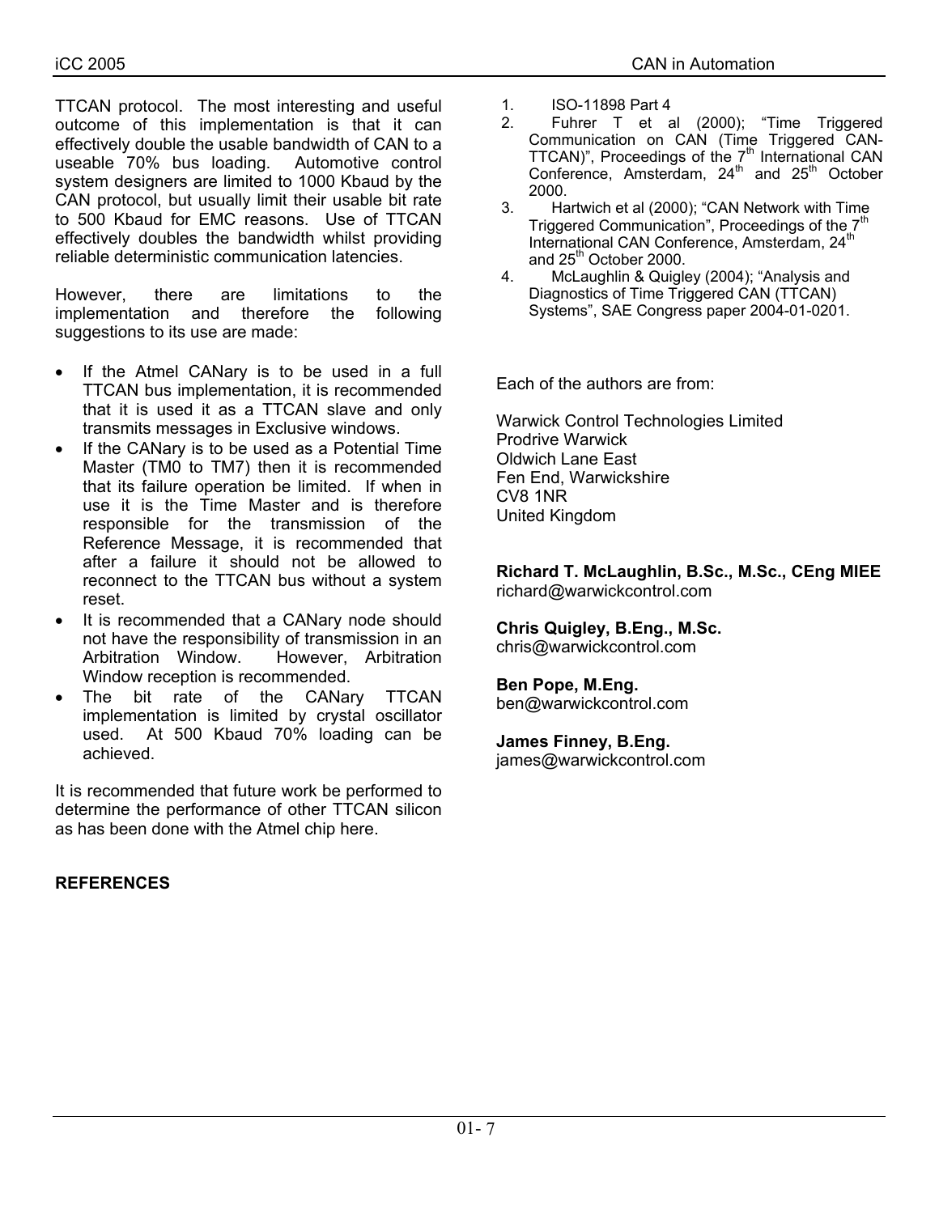TTCAN protocol. The most interesting and useful outcome of this implementation is that it can effectively double the usable bandwidth of CAN to a useable 70% bus loading. Automotive control system designers are limited to 1000 Kbaud by the CAN protocol, but usually limit their usable bit rate to 500 Kbaud for EMC reasons. Use of TTCAN effectively doubles the bandwidth whilst providing reliable deterministic communication latencies.

However, there are limitations to the implementation and therefore the following suggestions to its use are made:

- If the Atmel CANary is to be used in a full TTCAN bus implementation, it is recommended that it is used it as a TTCAN slave and only transmits messages in Exclusive windows.
- If the CANary is to be used as a Potential Time Master (TM0 to TM7) then it is recommended that its failure operation be limited. If when in use it is the Time Master and is therefore responsible for the transmission of the Reference Message, it is recommended that after a failure it should not be allowed to reconnect to the TTCAN bus without a system reset.
- It is recommended that a CANary node should not have the responsibility of transmission in an Arbitration Window. However, Arbitration Window reception is recommended.
- The bit rate of the CANary TTCAN implementation is limited by crystal oscillator used. At 500 Kbaud 70% loading can be achieved.

It is recommended that future work be performed to determine the performance of other TTCAN silicon as has been done with the Atmel chip here.

**REFERENCES**

1. ISO-11898 Part 4
2. Fuhrer T et al (2000); "Time Triggered Communication on CAN (Time Triggered CAN-TTCAN)", Proceedings of the 7th International CAN Conference, Amsterdam, 24th and 25th October 2000.
3. Hartwich et al (2000); "CAN Network with Time Triggered Communication", Proceedings of the 7th International CAN Conference, Amsterdam, 24th and 25th October 2000.
4. McLaughlin & Quigley (2004); "Analysis and Diagnostics of Time Triggered CAN (TTCAN) Systems", SAE Congress paper 2004-01-0201.

Each of the authors are from:

Warwick Control Technologies Limited
Prodrive Warwick
Oldwich Lane East
Fen End, Warwickshire
CV8 1NR
United Kingdom

**Richard T. McLaughlin, B.Sc., M.Sc., CEng MIEE**
richard@warwickcontrol.com

**Chris Quigley, B.Eng., M.Sc.**
chris@warwickcontrol.com

**Ben Pope, M.Eng.**
ben@warwickcontrol.com

**James Finney, B.Eng.**
james@warwickcontrol.com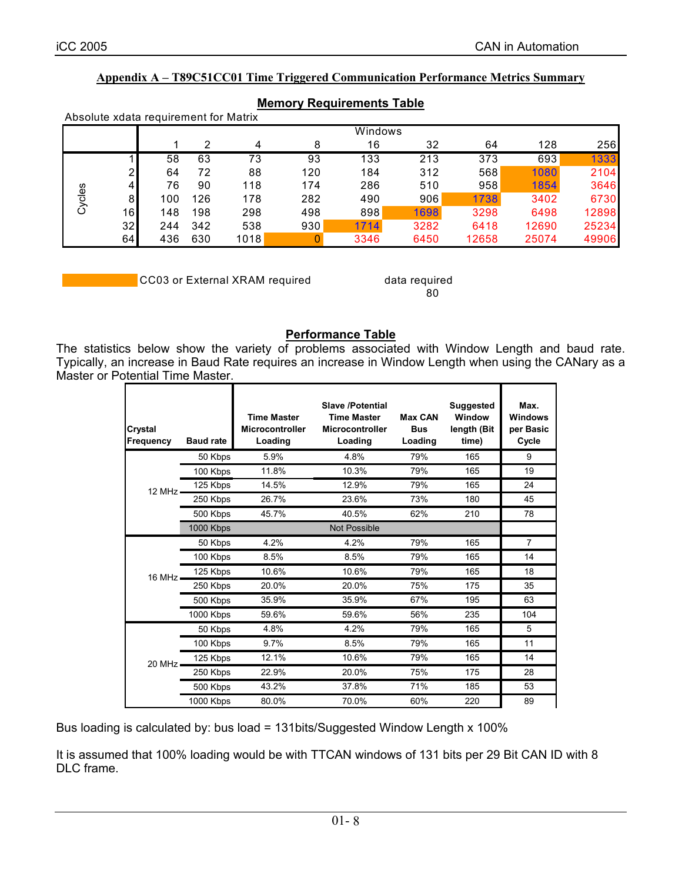## Appendix A – T89C51CC01 Time Triggered Communication Performance Metrics Summary

### Memory Requirements Table

Absolute xdata requirement for Matrix

| | | Windows | | | | | | | | |
|---|---|---|---|---|---|---|---|---|---|---|
| | | 1 | 2 | 4 | 8 | 16 | 32 | 64 | 128 | 256 |
| Cycles | 1 | 58 | 63 | 73 | 93 | 133 | 213 | 373 | 693 | 1333 |
| | 2 | 64 | 72 | 88 | 120 | 184 | 312 | 568 | 1080 | 2104 |
| | 4 | 76 | 90 | 118 | 174 | 286 | 510 | 958 | 1854 | 3646 |
| | 8 | 100 | 126 | 178 | 282 | 490 | 906 | 1738 | 3402 | 6730 |
| | 16 | 148 | 198 | 298 | 498 | 898 | 1698 | 3298 | 6498 | 12898 |
| | 32 | 244 | 342 | 538 | 930 | 1714 | 3282 | 6418 | 12690 | 25234 |
| | 64 | 436 | 630 | 1018 | 0 | 3346 | 6450 | 12658 | 25074 | 49906 |

CC03 or External XRAM required

data required
80

### Performance Table

The statistics below show the variety of problems associated with Window Length and baud rate. Typically, an increase in Baud Rate requires an increase in Window Length when using the CANary as a Master or Potential Time Master.

| Crystal Frequency | Baud rate | Time Master Microcontroller Loading | Slave /Potential Time Master Microcontroller Loading | Max CAN Bus Loading | Suggested Window length (Bit time) | Max. Windows per Basic Cycle |
|---|---|---|---|---|---|---|
| 12 MHz | 50 Kbps | 5.9% | 4.8% | 79% | 165 | 9 |
| | 100 Kbps | 11.8% | 10.3% | 79% | 165 | 19 |
| | 125 Kbps | 14.5% | 12.9% | 79% | 165 | 24 |
| | 250 Kbps | 26.7% | 23.6% | 73% | 180 | 45 |
| | 500 Kbps | 45.7% | 40.5% | 62% | 210 | 78 |
| | 1000 Kbps | Not Possible | | | | |
| 16 MHz | 50 Kbps | 4.2% | 4.2% | 79% | 165 | 7 |
| | 100 Kbps | 8.5% | 8.5% | 79% | 165 | 14 |
| | 125 Kbps | 10.6% | 10.6% | 79% | 165 | 18 |
| | 250 Kbps | 20.0% | 20.0% | 75% | 175 | 35 |
| | 500 Kbps | 35.9% | 35.9% | 67% | 195 | 63 |
| | 1000 Kbps | 59.6% | 59.6% | 56% | 235 | 104 |
| 20 MHz | 50 Kbps | 4.8% | 4.2% | 79% | 165 | 5 |
| | 100 Kbps | 9.7% | 8.5% | 79% | 165 | 11 |
| | 125 Kbps | 12.1% | 10.6% | 79% | 165 | 14 |
| | 250 Kbps | 22.9% | 20.0% | 75% | 175 | 28 |
| | 500 Kbps | 43.2% | 37.8% | 71% | 185 | 53 |
| | 1000 Kbps | 80.0% | 70.0% | 60% | 220 | 89 |

Bus loading is calculated by: bus load = 131bits/Suggested Window Length x 100%

It is assumed that 100% loading would be with TTCAN windows of 131 bits per 29 Bit CAN ID with 8 DLC frame.